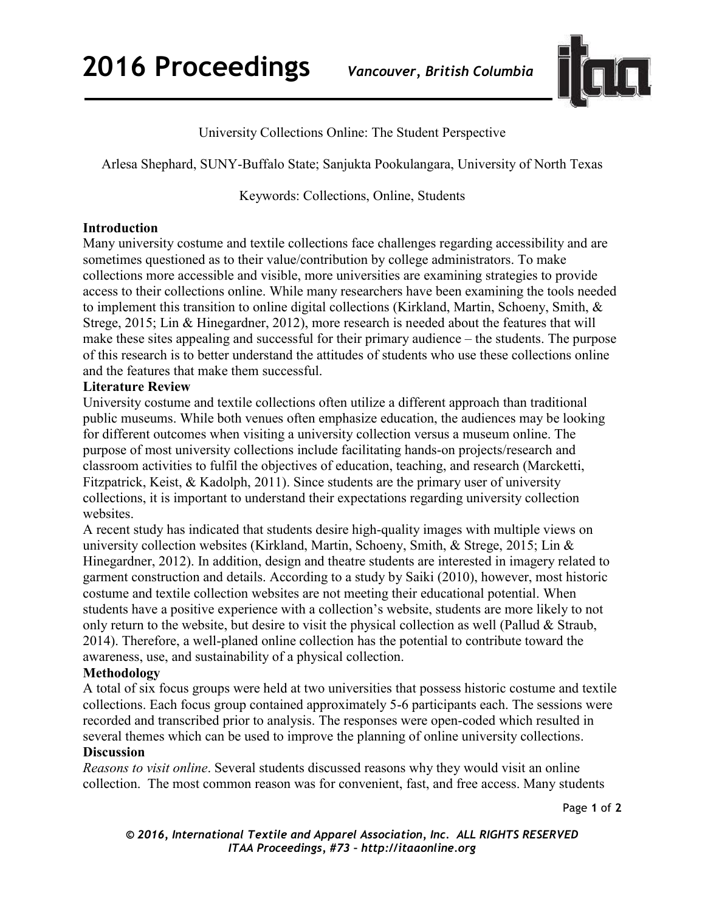# University Collections Online: The Student Perspective

Arlesa Shephard, SUNY-Buffalo State; Sanjukta Pookulangara, University of North Texas

Keywords: Collections, Online, Students

## Introduction

Many university costume and textile collections face challenges regarding accessibility and are sometimes questioned as to their value/contribution by college administrators. To make collections more accessible and visible, more universities are examining strategies to provide access to their collections online. While many researchers have been examining the tools needed to implement this transition to online digital collections (Kirkland, Martin, Schoeny, Smith, & Strege, 2015; Lin & Hinegardner, 2012), more research is needed about the features that will make these sites appealing and successful for their primary audience – the students. The purpose of this research is to better understand the attitudes of students who use these collections online and the features that make them successful.

## Literature Review

University costume and textile collections often utilize a different approach than traditional public museums. While both venues often emphasize education, the audiences may be looking for different outcomes when visiting a university collection versus a museum online. The purpose of most university collections include facilitating hands-on projects/research and classroom activities to fulfil the objectives of education, teaching, and research (Marcketti, Fitzpatrick, Keist, & Kadolph, 2011). Since students are the primary user of university collections, it is important to understand their expectations regarding university collection websites.

A recent study has indicated that students desire high-quality images with multiple views on university collection websites (Kirkland, Martin, Schoeny, Smith, & Strege, 2015; Lin & Hinegardner, 2012). In addition, design and theatre students are interested in imagery related to garment construction and details. According to a study by Saiki (2010), however, most historic costume and textile collection websites are not meeting their educational potential. When students have a positive experience with a collection's website, students are more likely to not only return to the website, but desire to visit the physical collection as well (Pallud & Straub, 2014). Therefore, a well-planed online collection has the potential to contribute toward the awareness, use, and sustainability of a physical collection.

## Methodology

A total of six focus groups were held at two universities that possess historic costume and textile collections. Each focus group contained approximately 5-6 participants each. The sessions were recorded and transcribed prior to analysis. The responses were open-coded which resulted in several themes which can be used to improve the planning of online university collections.

## Discussion

*Reasons to visit online*. Several students discussed reasons why they would visit an online collection. The most common reason was for convenient, fast, and free access. Many students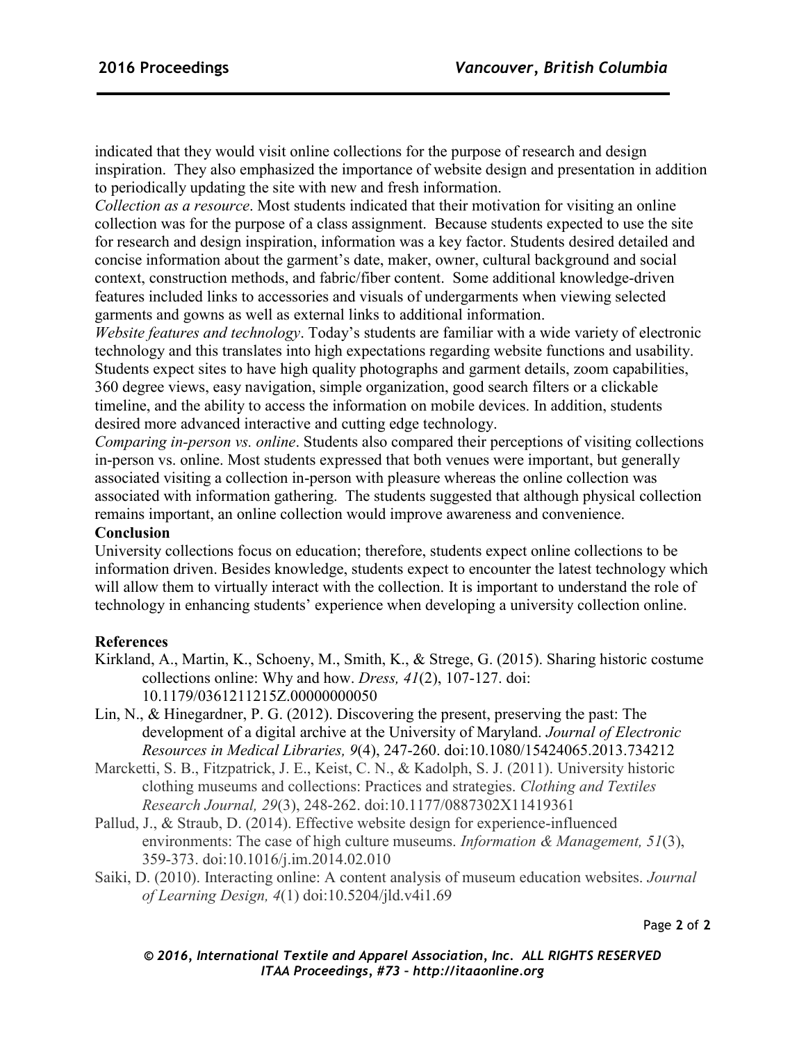indicated that they would visit online collections for the purpose of research and design inspiration. They also emphasized the importance of website design and presentation in addition to periodically updating the site with new and fresh information.

*Collection as a resource*. Most students indicated that their motivation for visiting an online collection was for the purpose of a class assignment. Because students expected to use the site for research and design inspiration, information was a key factor. Students desired detailed and concise information about the garment's date, maker, owner, cultural background and social context, construction methods, and fabric/fiber content. Some additional knowledge-driven features included links to accessories and visuals of undergarments when viewing selected garments and gowns as well as external links to additional information.

*Website features and technology*. Today's students are familiar with a wide variety of electronic technology and this translates into high expectations regarding website functions and usability. Students expect sites to have high quality photographs and garment details, zoom capabilities, 360 degree views, easy navigation, simple organization, good search filters or a clickable timeline, and the ability to access the information on mobile devices. In addition, students desired more advanced interactive and cutting edge technology.

*Comparing in-person vs. online*. Students also compared their perceptions of visiting collections in-person vs. online. Most students expressed that both venues were important, but generally associated visiting a collection in-person with pleasure whereas the online collection was associated with information gathering. The students suggested that although physical collection remains important, an online collection would improve awareness and convenience.

**Conclusion**

University collections focus on education; therefore, students expect online collections to be information driven. Besides knowledge, students expect to encounter the latest technology which will allow them to virtually interact with the collection. It is important to understand the role of technology in enhancing students' experience when developing a university collection online.

**References**

Kirkland, A., Martin, K., Schoeny, M., Smith, K., & Strege, G. (2015). Sharing historic costume collections online: Why and how. *Dress, 41*(2), 107-127. doi: 10.1179/0361211215Z.00000000050

Lin, N., & Hinegardner, P. G. (2012). Discovering the present, preserving the past: The development of a digital archive at the University of Maryland. *Journal of Electronic Resources in Medical Libraries, 9*(4), 247-260. doi:10.1080/15424065.2013.734212

Marcketti, S. B., Fitzpatrick, J. E., Keist, C. N., & Kadolph, S. J. (2011). University historic clothing museums and collections: Practices and strategies. *Clothing and Textiles Research Journal, 29*(3), 248-262. doi:10.1177/0887302X11419361

Pallud, J., & Straub, D. (2014). Effective website design for experience-influenced environments: The case of high culture museums. *Information & Management, 51*(3), 359-373. doi:10.1016/j.im.2014.02.010

Saiki, D. (2010). Interacting online: A content analysis of museum education websites. *Journal of Learning Design, 4*(1) doi:10.5204/jld.v4i1.69